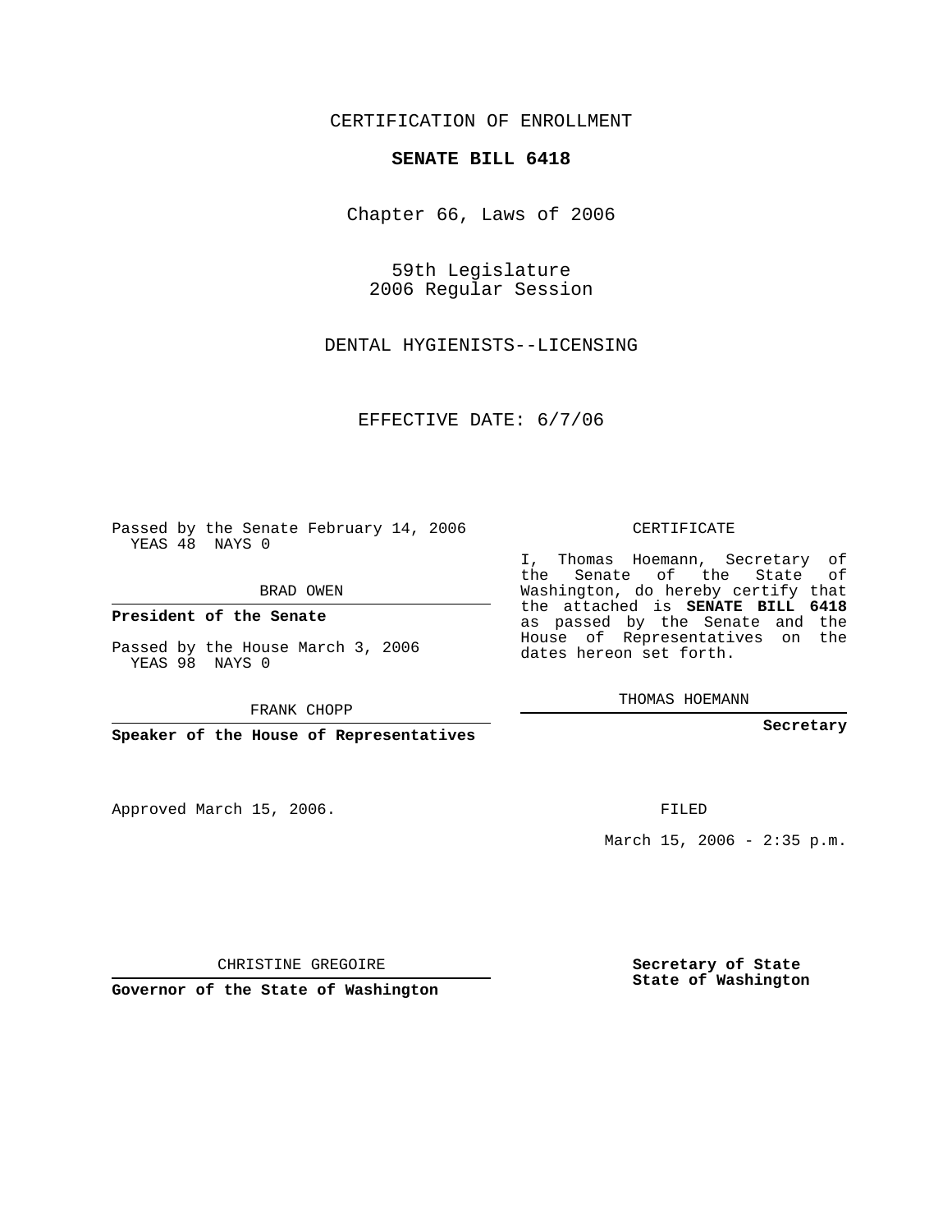CERTIFICATION OF ENROLLMENT

**SENATE BILL 6418**

Chapter 66, Laws of 2006

59th Legislature
2006 Regular Session

DENTAL HYGIENISTS--LICENSING

EFFECTIVE DATE: 6/7/06

Passed by the Senate February 14, 2006
YEAS 48 NAYS 0

BRAD OWEN

**President of the Senate**

Passed by the House March 3, 2006
YEAS 98 NAYS 0

FRANK CHOPP

**Speaker of the House of Representatives**

CERTIFICATE

I, Thomas Hoemann, Secretary of the Senate of the State of Washington, do hereby certify that the attached is **SENATE BILL 6418** as passed by the Senate and the House of Representatives on the dates hereon set forth.

THOMAS HOEMANN

**Secretary**

Approved March 15, 2006.

FILED

March 15, 2006 - 2:35 p.m.

CHRISTINE GREGOIRE

**Governor of the State of Washington**

**Secretary of State**
**State of Washington**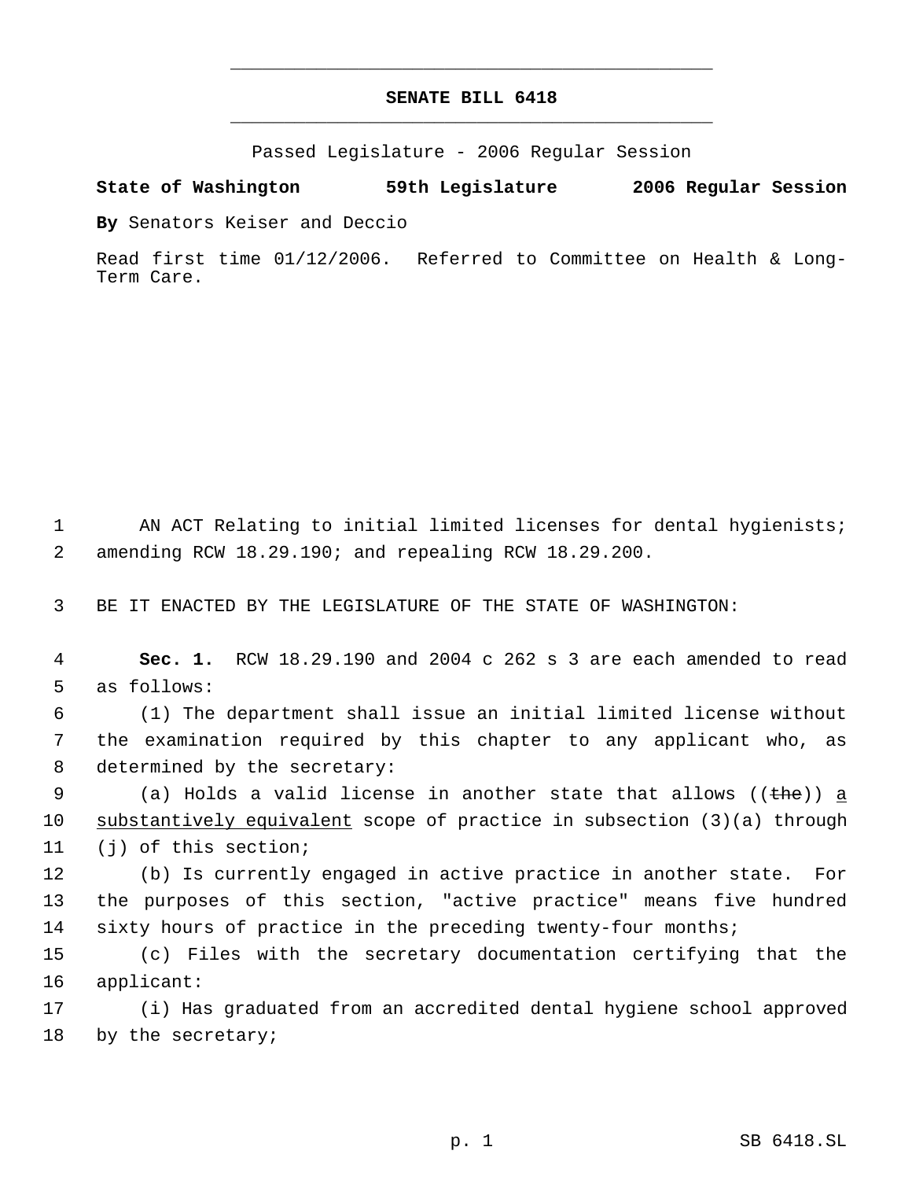# SENATE BILL 6418

Passed Legislature - 2006 Regular Session

**State of Washington 59th Legislature 2006 Regular Session**

**By** Senators Keiser and Deccio

Read first time 01/12/2006. Referred to Committee on Health & Long-Term Care.

AN ACT Relating to initial limited licenses for dental hygienists; amending RCW 18.29.190; and repealing RCW 18.29.200.

BE IT ENACTED BY THE LEGISLATURE OF THE STATE OF WASHINGTON:

**Sec. 1.** RCW 18.29.190 and 2004 c 262 s 3 are each amended to read as follows:

(1) The department shall issue an initial limited license without the examination required by this chapter to any applicant who, as determined by the secretary:

(a) Holds a valid license in another state that allows ((~~the~~)) <u>a substantively equivalent</u> scope of practice in subsection (3)(a) through (j) of this section;

(b) Is currently engaged in active practice in another state. For the purposes of this section, "active practice" means five hundred sixty hours of practice in the preceding twenty-four months;

(c) Files with the secretary documentation certifying that the applicant:

(i) Has graduated from an accredited dental hygiene school approved by the secretary;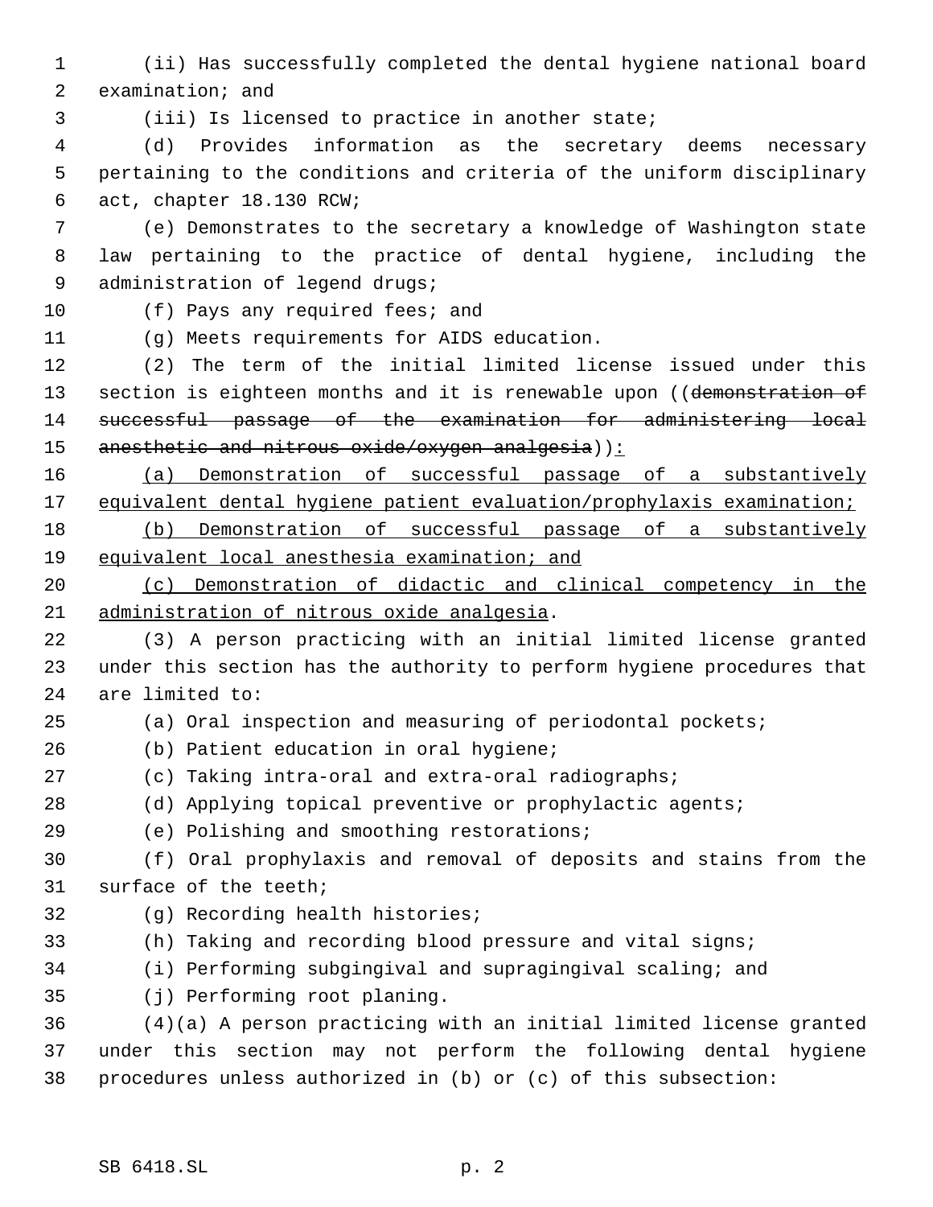(ii) Has successfully completed the dental hygiene national board examination; and

(iii) Is licensed to practice in another state;

(d) Provides information as the secretary deems necessary pertaining to the conditions and criteria of the uniform disciplinary act, chapter 18.130 RCW;

(e) Demonstrates to the secretary a knowledge of Washington state law pertaining to the practice of dental hygiene, including the administration of legend drugs;

(f) Pays any required fees; and

(g) Meets requirements for AIDS education.

(2) The term of the initial limited license issued under this section is eighteen months and it is renewable upon ((~~demonstration of successful passage of the examination for administering local anesthetic and nitrous oxide/oxygen analgesia~~)) <u>:</u>

<u>(a) Demonstration of successful passage of a substantively equivalent dental hygiene patient evaluation/prophylaxis examination;</u>

<u>(b) Demonstration of successful passage of a substantively equivalent local anesthesia examination; and</u>

<u>(c) Demonstration of didactic and clinical competency in the administration of nitrous oxide analgesia</u>.

(3) A person practicing with an initial limited license granted under this section has the authority to perform hygiene procedures that are limited to:

(a) Oral inspection and measuring of periodontal pockets;

(b) Patient education in oral hygiene;

(c) Taking intra-oral and extra-oral radiographs;

(d) Applying topical preventive or prophylactic agents;

(e) Polishing and smoothing restorations;

(f) Oral prophylaxis and removal of deposits and stains from the surface of the teeth;

(g) Recording health histories;

(h) Taking and recording blood pressure and vital signs;

(i) Performing subgingival and supragingival scaling; and

(j) Performing root planing.

(4)(a) A person practicing with an initial limited license granted under this section may not perform the following dental hygiene procedures unless authorized in (b) or (c) of this subsection: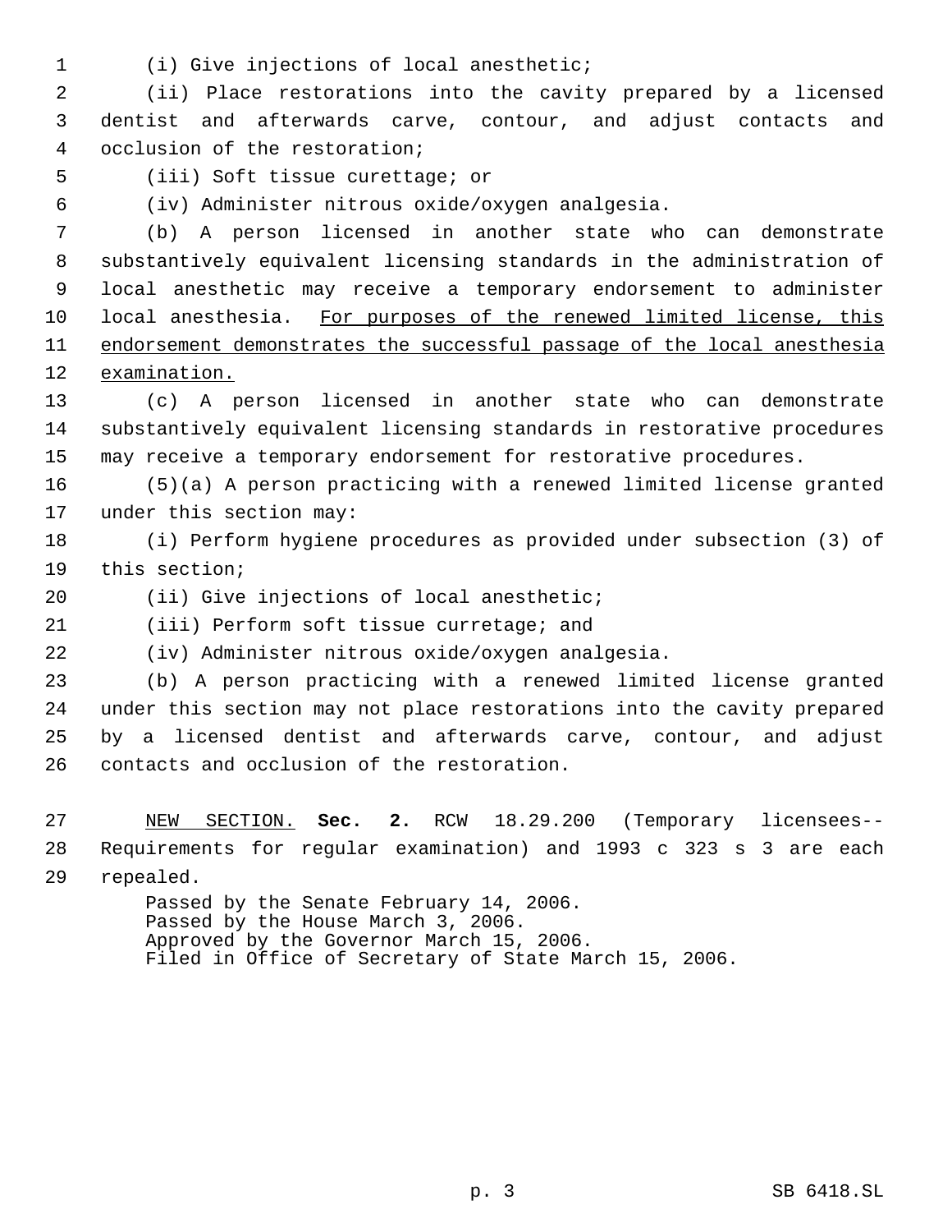(i) Give injections of local anesthetic;

(ii) Place restorations into the cavity prepared by a licensed dentist and afterwards carve, contour, and adjust contacts and occlusion of the restoration;

(iii) Soft tissue curettage; or

(iv) Administer nitrous oxide/oxygen analgesia.

(b) A person licensed in another state who can demonstrate substantively equivalent licensing standards in the administration of local anesthetic may receive a temporary endorsement to administer local anesthesia. <u>For purposes of the renewed limited license, this endorsement demonstrates the successful passage of the local anesthesia examination.</u>

(c) A person licensed in another state who can demonstrate substantively equivalent licensing standards in restorative procedures may receive a temporary endorsement for restorative procedures.

(5)(a) A person practicing with a renewed limited license granted under this section may:

(i) Perform hygiene procedures as provided under subsection (3) of this section;

(ii) Give injections of local anesthetic;

(iii) Perform soft tissue curretage; and

(iv) Administer nitrous oxide/oxygen analgesia.

(b) A person practicing with a renewed limited license granted under this section may not place restorations into the cavity prepared by a licensed dentist and afterwards carve, contour, and adjust contacts and occlusion of the restoration.

<u>NEW SECTION.</u> **Sec. 2.** RCW 18.29.200 (Temporary licensees--Requirements for regular examination) and 1993 c 323 s 3 are each repealed.

Passed by the Senate February 14, 2006.
Passed by the House March 3, 2006.
Approved by the Governor March 15, 2006.
Filed in Office of Secretary of State March 15, 2006.